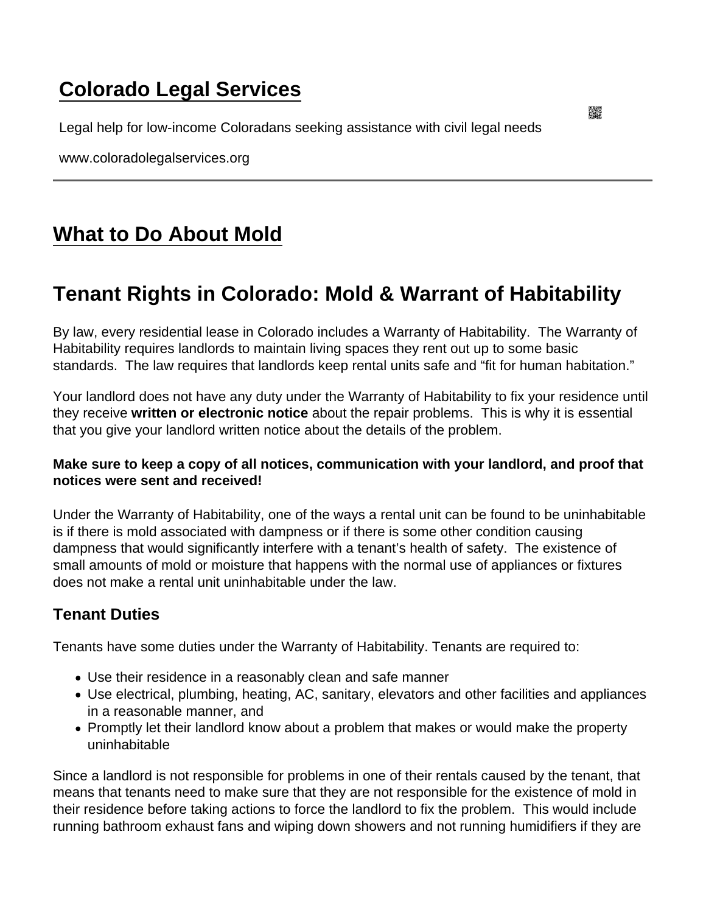# Colorado Legal Services

Legal help for low-income Coloradans seeking assistance with civil legal needs

www.coloradolegalservices.org

---

# What to Do About Mold

## Tenant Rights in Colorado: Mold & Warrant of Habitability

By law, every residential lease in Colorado includes a Warranty of Habitability. The Warranty of Habitability requires landlords to maintain living spaces they rent out up to some basic standards. The law requires that landlords keep rental units safe and "fit for human habitation."

Your landlord does not have any duty under the Warranty of Habitability to fix your residence until they receive **written or electronic notice** about the repair problems. This is why it is essential that you give your landlord written notice about the details of the problem.

**Make sure to keep a copy of all notices, communication with your landlord, and proof that notices were sent and received!**

Under the Warranty of Habitability, one of the ways a rental unit can be found to be uninhabitable is if there is mold associated with dampness or if there is some other condition causing dampness that would significantly interfere with a tenant's health of safety. The existence of small amounts of mold or moisture that happens with the normal use of appliances or fixtures does not make a rental unit uninhabitable under the law.

### Tenant Duties

Tenants have some duties under the Warranty of Habitability. Tenants are required to:

- Use their residence in a reasonably clean and safe manner
- Use electrical, plumbing, heating, AC, sanitary, elevators and other facilities and appliances in a reasonable manner, and
- Promptly let their landlord know about a problem that makes or would make the property uninhabitable

Since a landlord is not responsible for problems in one of their rentals caused by the tenant, that means that tenants need to make sure that they are not responsible for the existence of mold in their residence before taking actions to force the landlord to fix the problem. This would include running bathroom exhaust fans and wiping down showers and not running humidifiers if they are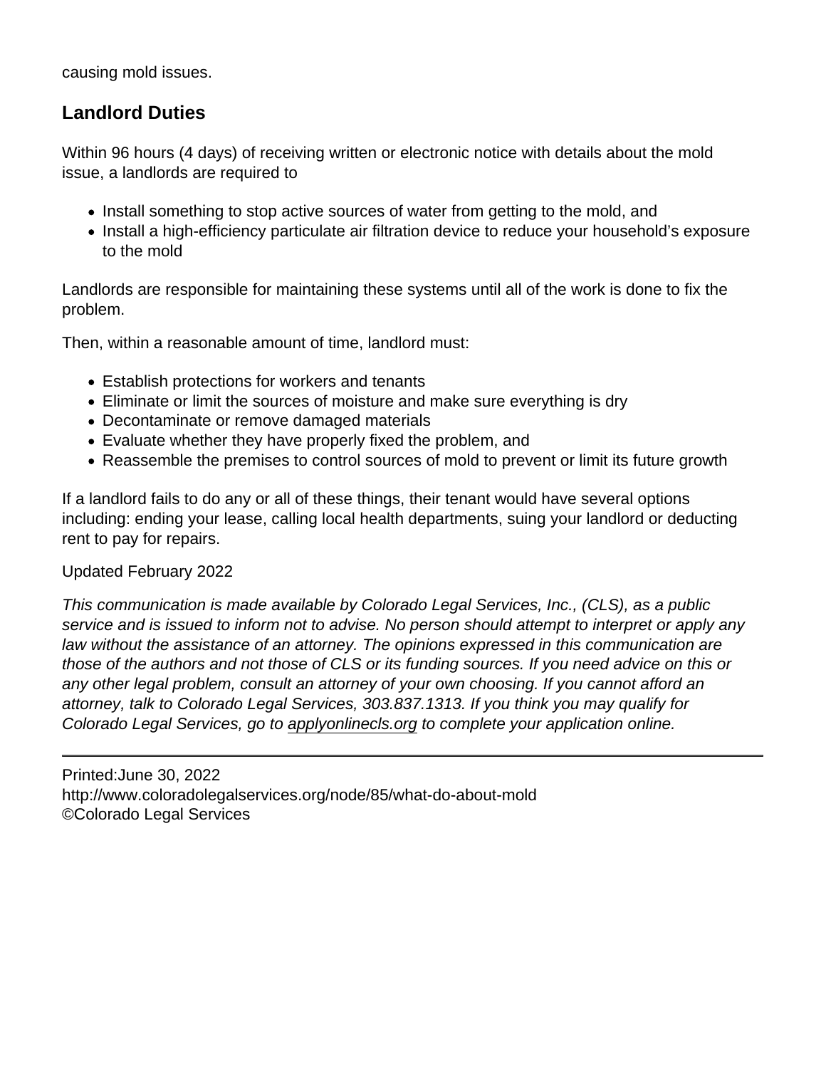causing mold issues.

## Landlord Duties

Within 96 hours (4 days) of receiving written or electronic notice with details about the mold issue, a landlords are required to

- Install something to stop active sources of water from getting to the mold, and
- Install a high-efficiency particulate air filtration device to reduce your household's exposure to the mold

Landlords are responsible for maintaining these systems until all of the work is done to fix the problem.

Then, within a reasonable amount of time, landlord must:

- Establish protections for workers and tenants
- Eliminate or limit the sources of moisture and make sure everything is dry
- Decontaminate or remove damaged materials
- Evaluate whether they have properly fixed the problem, and
- Reassemble the premises to control sources of mold to prevent or limit its future growth

If a landlord fails to do any or all of these things, their tenant would have several options including: ending your lease, calling local health departments, suing your landlord or deducting rent to pay for repairs.

Updated February 2022

*This communication is made available by Colorado Legal Services, Inc., (CLS), as a public service and is issued to inform not to advise. No person should attempt to interpret or apply any law without the assistance of an attorney. The opinions expressed in this communication are those of the authors and not those of CLS or its funding sources. If you need advice on this or any other legal problem, consult an attorney of your own choosing. If you cannot afford an attorney, talk to Colorado Legal Services, 303.837.1313. If you think you may qualify for Colorado Legal Services, go to applyonlinecls.org to complete your application online.*

---

Printed:June 30, 2022
http://www.coloradolegalservices.org/node/85/what-do-about-mold
©Colorado Legal Services